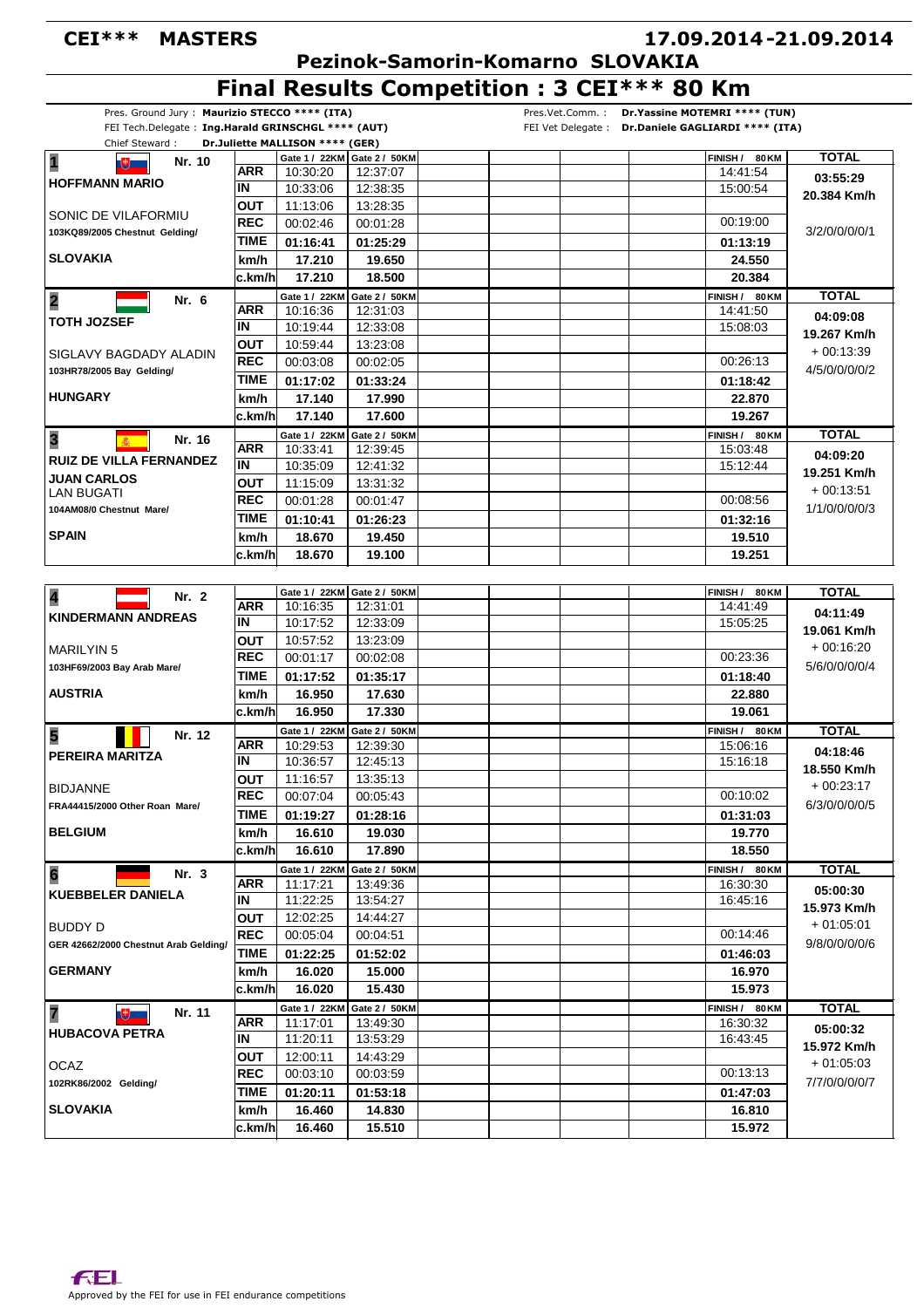# CEI*** MASTERS

**17.09.2014-21.09.2014**

## Pezinok-Samorin-Komarno SLOVAKIA

# Final Results Competition : 3 CEI*** 80 Km

Pres. Ground Jury : **Maurizio STECCO **** (ITA)**
FEI Tech.Delegate : **Ing.Harald GRINSCHGL **** (AUT)**
Chief Steward : **Dr.Juliette MALLISON **** (GER)**

Pres.Vet.Comm. : **Dr.Yassine MOTEMRI **** (TUN)**
FEI Vet Delegate : **Dr.Daniele GAGLIARDI **** (ITA)**

| Rank / Rider / Horse / Country | | Gate 1 / 22KM | Gate 2 / 50KM | FINISH / 80KM | TOTAL |
|---|---|---|---|---|---|
| **1** Nr. 10 **HOFFMANN MARIO** | ARR | 10:30:20 | 12:37:07 | 14:41:54 | **03:55:29** |
| SONIC DE VILAFORMIU | IN | 10:33:06 | 12:38:35 | 15:00:54 | **20.384 Km/h** |
| 103KQ89/2005 Chestnut Gelding/ | OUT | 11:13:06 | 13:28:35 | | |
| **SLOVAKIA** | REC | 00:02:46 | 00:01:28 | 00:19:00 | 3/2/0/0/0/1 |
| | TIME | **01:16:41** | **01:25:29** | **01:13:19** | |
| | km/h | **17.210** | **19.650** | **24.550** | |
| | c.km/h | **17.210** | **18.500** | **20.384** | |
| **2** Nr. 6 **TOTH JOZSEF** | ARR | 10:16:36 | 12:31:03 | 14:41:50 | **04:09:08** |
| SIGLAVY BAGDADY ALADIN | IN | 10:19:44 | 12:33:08 | 15:08:03 | **19.267 Km/h** |
| 103HR78/2005 Bay Gelding/ | OUT | 10:59:44 | 13:23:08 | | + 00:13:39 |
| **HUNGARY** | REC | 00:03:08 | 00:02:05 | 00:26:13 | 4/5/0/0/0/2 |
| | TIME | **01:17:02** | **01:33:24** | **01:18:42** | |
| | km/h | **17.140** | **17.990** | **22.870** | |
| | c.km/h | **17.140** | **17.600** | **19.267** | |
| **3** Nr. 16 **RUIZ DE VILLA FERNANDEZ JUAN CARLOS** | ARR | 10:33:41 | 12:39:45 | 15:03:48 | **04:09:20** |
| LAN BUGATI | IN | 10:35:09 | 12:41:32 | 15:12:44 | **19.251 Km/h** |
| 104AM08/0 Chestnut Mare/ | OUT | 11:15:09 | 13:31:32 | | + 00:13:51 |
| **SPAIN** | REC | 00:01:28 | 00:01:47 | 00:08:56 | 1/1/0/0/0/3 |
| | TIME | **01:10:41** | **01:26:23** | **01:32:16** | |
| | km/h | **18.670** | **19.450** | **19.510** | |
| | c.km/h | **18.670** | **19.100** | **19.251** | |
| **4** Nr. 2 **KINDERMANN ANDREAS** | ARR | 10:16:35 | 12:31:01 | 14:41:49 | **04:11:49** |
| MARILYN 5 | IN | 10:17:52 | 12:33:09 | 15:05:25 | **19.061 Km/h** |
| 103HF69/2003 Bay Arab Mare/ | OUT | 10:57:52 | 13:23:09 | | + 00:16:20 |
| **AUSTRIA** | REC | 00:01:17 | 00:02:08 | 00:23:36 | 5/6/0/0/0/4 |
| | TIME | **01:17:52** | **01:35:17** | **01:18:40** | |
| | km/h | **16.950** | **17.630** | **22.880** | |
| | c.km/h | **16.950** | **17.330** | **19.061** | |
| **5** Nr. 12 **PEREIRA MARITZA** | ARR | 10:29:53 | 12:39:30 | 15:06:16 | **04:18:46** |
| BIDJANNE | IN | 10:36:57 | 12:45:13 | 15:16:18 | **18.550 Km/h** |
| FRA44415/2000 Other Roan Mare/ | OUT | 11:16:57 | 13:35:13 | | + 00:23:17 |
| **BELGIUM** | REC | 00:07:04 | 00:05:43 | 00:10:02 | 6/3/0/0/0/5 |
| | TIME | **01:19:27** | **01:28:16** | **01:31:03** | |
| | km/h | **16.610** | **19.030** | **19.770** | |
| | c.km/h | **16.610** | **17.890** | **18.550** | |
| **6** Nr. 3 **KUEBBELER DANIELA** | ARR | 11:17:21 | 13:49:36 | 16:30:30 | **05:00:30** |
| BUDDY D | IN | 11:22:25 | 13:54:27 | 16:45:16 | **15.973 Km/h** |
| GER 42662/2000 Chestnut Arab Gelding/ | OUT | 12:02:25 | 14:44:27 | | + 01:05:01 |
| **GERMANY** | REC | 00:05:04 | 00:04:51 | 00:14:46 | 9/8/0/0/0/6 |
| | TIME | **01:22:25** | **01:52:02** | **01:46:03** | |
| | km/h | **16.020** | **15.000** | **16.970** | |
| | c.km/h | **16.020** | **15.430** | **15.973** | |
| **7** Nr. 11 **HUBACOVA PETRA** | ARR | 11:17:01 | 13:49:30 | 16:30:32 | **05:00:32** |
| OCAZ | IN | 11:20:11 | 13:53:29 | 16:43:45 | **15.972 Km/h** |
| 102RK86/2002 Gelding/ | OUT | 12:00:11 | 14:43:29 | | + 01:05:03 |
| **SLOVAKIA** | REC | 00:03:10 | 00:03:59 | 00:13:13 | 7/7/0/0/0/7 |
| | TIME | **01:20:11** | **01:53:18** | **01:47:03** | |
| | km/h | **16.460** | **14.830** | **16.810** | |
| | c.km/h | **16.460** | **15.510** | **15.972** | |

Approved by the FEI for use in FEI endurance competitions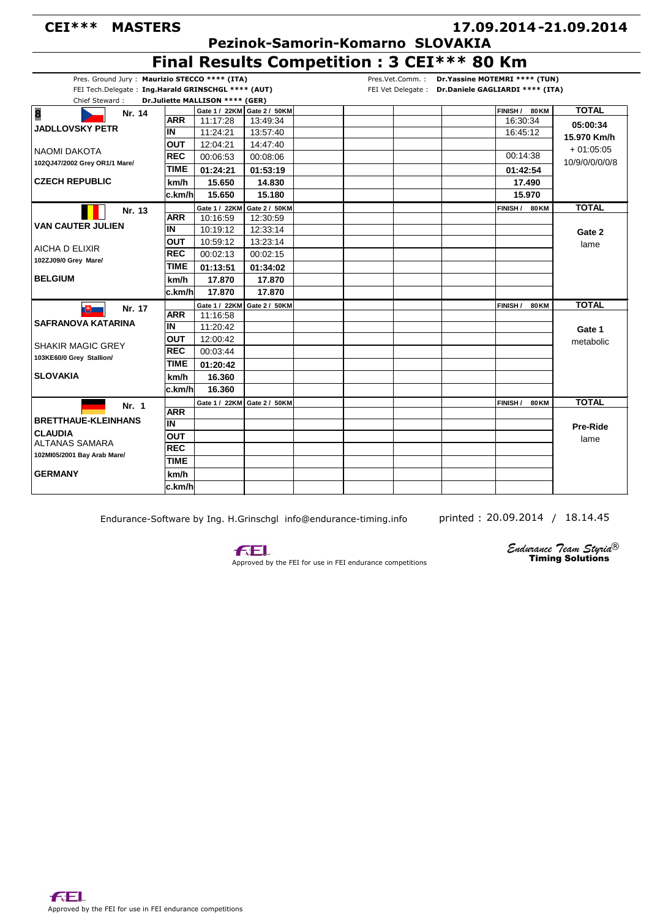# CEI*** MASTERS

**17.09.2014-21.09.2014**

**Pezinok-Samorin-Komarno SLOVAKIA**

## Final Results Competition : 3 CEI*** 80 Km

Pres. Ground Jury : **Maurizio STECCO **** (ITA)**
FEI Tech.Delegate : **Ing.Harald GRINSCHGL **** (AUT)**
Chief Steward : **Dr.Juliette MALLISON **** (GER)**
Pres.Vet.Comm. : **Dr.Yassine MOTEMRI **** (TUN)**
FEI Vet Delegate : **Dr.Daniele GAGLIARDI **** (ITA)**

| Rider / Horse | | Gate 1 / 22KM | Gate 2 / 50KM | | | | | FINISH / 80KM | TOTAL |
|---|---|---|---|---|---|---|---|---|---|
| 8 Nr. 14 **JADLLOVSKY PETR** | ARR | 11:17:28 | 13:49:34 | | | | | 16:30:34 | **05:00:34** |
| | IN | 11:24:21 | 13:57:40 | | | | | 16:45:12 | **15.970 Km/h** |
| NAOMI DAKOTA | OUT | 12:04:21 | 14:47:40 | | | | | | + 01:05:05 |
| 102QJ47/2002 Grey OR1/1 Mare/ | REC | 00:06:53 | 00:08:06 | | | | | 00:14:38 | 10/9/0/0/0/0/8 |
| | TIME | **01:24:21** | **01:53:19** | | | | | **01:42:54** | |
| **CZECH REPUBLIC** | km/h | **15.650** | **14.830** | | | | | **17.490** | |
| | c.km/h | **15.650** | **15.180** | | | | | **15.970** | |
| Nr. 13 **VAN CAUTER JULIEN** | ARR | 10:16:59 | 12:30:59 | | | | | | **Gate 2** |
| | IN | 10:19:12 | 12:33:14 | | | | | | lame |
| AICHA D ELIXIR | OUT | 10:59:12 | 13:23:14 | | | | | | |
| 102ZJ09/0 Grey Mare/ | REC | 00:02:13 | 00:02:15 | | | | | | |
| | TIME | **01:13:51** | **01:34:02** | | | | | | |
| **BELGIUM** | km/h | **17.870** | **17.870** | | | | | | |
| | c.km/h | **17.870** | **17.870** | | | | | | |
| Nr. 17 **SAFRANOVA KATARINA** | ARR | 11:16:58 | | | | | | | **Gate 1** |
| | IN | 11:20:42 | | | | | | | metabolic |
| SHAKIR MAGIC GREY | OUT | 12:00:42 | | | | | | | |
| 103KE60/0 Grey Stallion/ | REC | 00:03:44 | | | | | | | |
| | TIME | **01:20:42** | | | | | | | |
| **SLOVAKIA** | km/h | **16.360** | | | | | | | |
| | c.km/h | **16.360** | | | | | | | |
| Nr. 1 **BRETTHAUE-KLEINHANS CLAUDIA** | ARR | | | | | | | | **Pre-Ride** |
| | IN | | | | | | | | lame |
| ALTANAS SAMARA | OUT | | | | | | | | |
| 102MI05/2001 Bay Arab Mare/ | REC | | | | | | | | |
| | TIME | | | | | | | | |
| **GERMANY** | km/h | | | | | | | | |
| | c.km/h | | | | | | | | |

Endurance-Software by Ing. H.Grinschgl info@endurance-timing.info

printed : 20.09.2014 / 18.14.45

Approved by the FEI for use in FEI endurance competitions

*Endurance Team Styria*® **Timing Solutions**